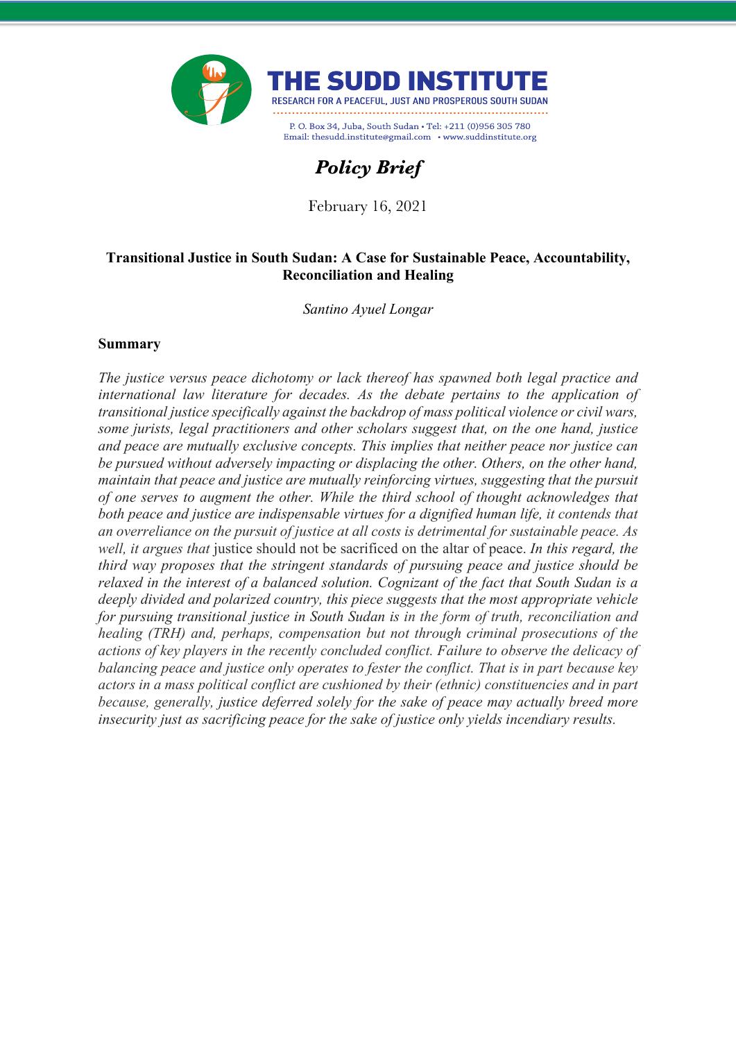# THE SUDD INSTITUTE

RESEARCH FOR A PEACEFUL, JUST AND PROSPEROUS SOUTH SUDAN

P. O. Box 34, Juba, South Sudan • Tel: +211 (0)956 305 780
Email: thesudd.institute@gmail.com • www.suddinstitute.org

## *Policy Brief*

February 16, 2021

### Transitional Justice in South Sudan: A Case for Sustainable Peace, Accountability, Reconciliation and Healing

*Santino Ayuel Longar*

### Summary

*The justice versus peace dichotomy or lack thereof has spawned both legal practice and international law literature for decades. As the debate pertains to the application of transitional justice specifically against the backdrop of mass political violence or civil wars, some jurists, legal practitioners and other scholars suggest that, on the one hand, justice and peace are mutually exclusive concepts. This implies that neither peace nor justice can be pursued without adversely impacting or displacing the other. Others, on the other hand, maintain that peace and justice are mutually reinforcing virtues, suggesting that the pursuit of one serves to augment the other. While the third school of thought acknowledges that both peace and justice are indispensable virtues for a dignified human life, it contends that an overreliance on the pursuit of justice at all costs is detrimental for sustainable peace. As well, it argues that* justice should not be sacrificed on the altar of peace. *In this regard, the third way proposes that the stringent standards of pursuing peace and justice should be relaxed in the interest of a balanced solution. Cognizant of the fact that South Sudan is a deeply divided and polarized country, this piece suggests that the most appropriate vehicle for pursuing transitional justice in South Sudan is in the form of truth, reconciliation and healing (TRH) and, perhaps, compensation but not through criminal prosecutions of the actions of key players in the recently concluded conflict. Failure to observe the delicacy of balancing peace and justice only operates to fester the conflict. That is in part because key actors in a mass political conflict are cushioned by their (ethnic) constituencies and in part because, generally, justice deferred solely for the sake of peace may actually breed more insecurity just as sacrificing peace for the sake of justice only yields incendiary results.*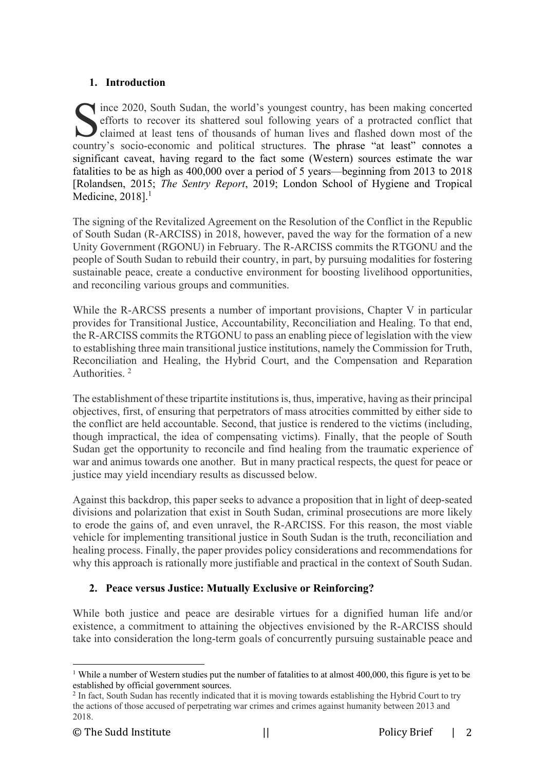## 1. Introduction

Since 2020, South Sudan, the world's youngest country, has been making concerted efforts to recover its shattered soul following years of a protracted conflict that claimed at least tens of thousands of human lives and flashed down most of the country's socio-economic and political structures. The phrase "at least" connotes a significant caveat, having regard to the fact some (Western) sources estimate the war fatalities to be as high as 400,000 over a period of 5 years—beginning from 2013 to 2018 [Rolandsen, 2015; *The Sentry Report*, 2019; London School of Hygiene and Tropical Medicine, 2018].[1]

The signing of the Revitalized Agreement on the Resolution of the Conflict in the Republic of South Sudan (R-ARCISS) in 2018, however, paved the way for the formation of a new Unity Government (RGONU) in February. The R-ARCISS commits the RTGONU and the people of South Sudan to rebuild their country, in part, by pursuing modalities for fostering sustainable peace, create a conductive environment for boosting livelihood opportunities, and reconciling various groups and communities.

While the R-ARCSS presents a number of important provisions, Chapter V in particular provides for Transitional Justice, Accountability, Reconciliation and Healing. To that end, the R-ARCISS commits the RTGONU to pass an enabling piece of legislation with the view to establishing three main transitional justice institutions, namely the Commission for Truth, Reconciliation and Healing, the Hybrid Court, and the Compensation and Reparation Authorities. [2]

The establishment of these tripartite institutions is, thus, imperative, having as their principal objectives, first, of ensuring that perpetrators of mass atrocities committed by either side to the conflict are held accountable. Second, that justice is rendered to the victims (including, though impractical, the idea of compensating victims). Finally, that the people of South Sudan get the opportunity to reconcile and find healing from the traumatic experience of war and animus towards one another. But in many practical respects, the quest for peace or justice may yield incendiary results as discussed below.

Against this backdrop, this paper seeks to advance a proposition that in light of deep-seated divisions and polarization that exist in South Sudan, criminal prosecutions are more likely to erode the gains of, and even unravel, the R-ARCISS. For this reason, the most viable vehicle for implementing transitional justice in South Sudan is the truth, reconciliation and healing process. Finally, the paper provides policy considerations and recommendations for why this approach is rationally more justifiable and practical in the context of South Sudan.

## 2. Peace versus Justice: Mutually Exclusive or Reinforcing?

While both justice and peace are desirable virtues for a dignified human life and/or existence, a commitment to attaining the objectives envisioned by the R-ARCISS should take into consideration the long-term goals of concurrently pursuing sustainable peace and

---

[1] While a number of Western studies put the number of fatalities to at almost 400,000, this figure is yet to be established by official government sources.

[2] In fact, South Sudan has recently indicated that it is moving towards establishing the Hybrid Court to try the actions of those accused of perpetrating war crimes and crimes against humanity between 2013 and 2018.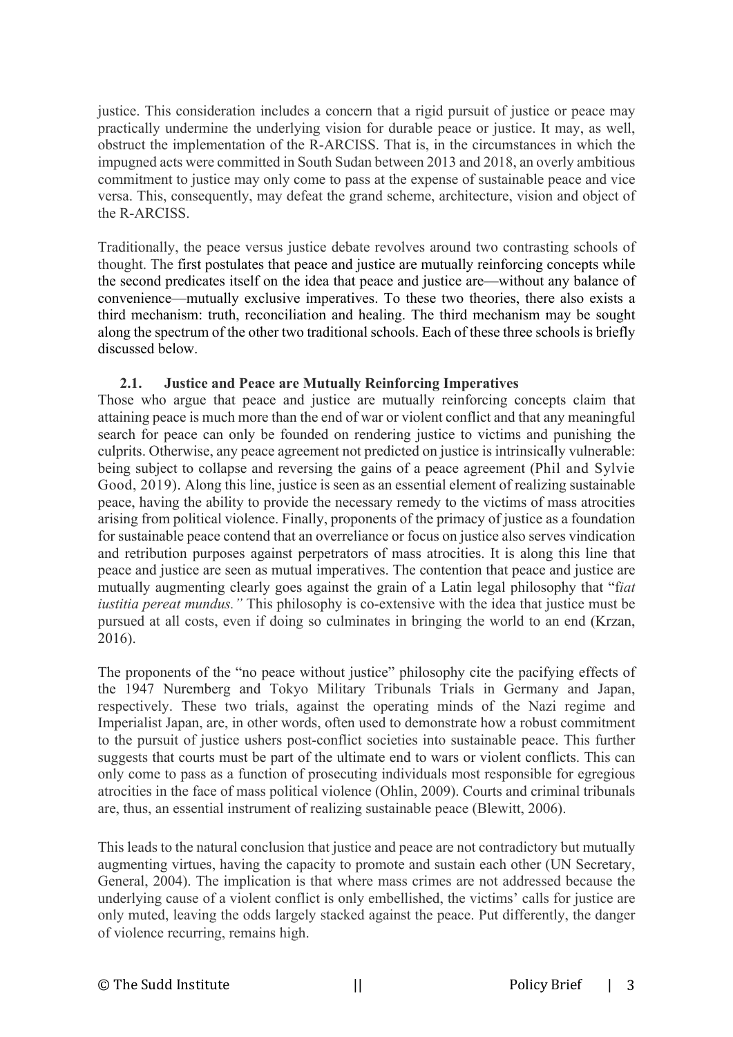justice. This consideration includes a concern that a rigid pursuit of justice or peace may practically undermine the underlying vision for durable peace or justice. It may, as well, obstruct the implementation of the R-ARCISS. That is, in the circumstances in which the impugned acts were committed in South Sudan between 2013 and 2018, an overly ambitious commitment to justice may only come to pass at the expense of sustainable peace and vice versa. This, consequently, may defeat the grand scheme, architecture, vision and object of the R-ARCISS.

Traditionally, the peace versus justice debate revolves around two contrasting schools of thought. The first postulates that peace and justice are mutually reinforcing concepts while the second predicates itself on the idea that peace and justice are—without any balance of convenience—mutually exclusive imperatives. To these two theories, there also exists a third mechanism: truth, reconciliation and healing. The third mechanism may be sought along the spectrum of the other two traditional schools. Each of these three schools is briefly discussed below.

### 2.1. Justice and Peace are Mutually Reinforcing Imperatives

Those who argue that peace and justice are mutually reinforcing concepts claim that attaining peace is much more than the end of war or violent conflict and that any meaningful search for peace can only be founded on rendering justice to victims and punishing the culprits. Otherwise, any peace agreement not predicted on justice is intrinsically vulnerable: being subject to collapse and reversing the gains of a peace agreement (Phil and Sylvie Good, 2019). Along this line, justice is seen as an essential element of realizing sustainable peace, having the ability to provide the necessary remedy to the victims of mass atrocities arising from political violence. Finally, proponents of the primacy of justice as a foundation for sustainable peace contend that an overreliance or focus on justice also serves vindication and retribution purposes against perpetrators of mass atrocities. It is along this line that peace and justice are seen as mutual imperatives. The contention that peace and justice are mutually augmenting clearly goes against the grain of a Latin legal philosophy that "f*iat iustitia pereat mundus."* This philosophy is co-extensive with the idea that justice must be pursued at all costs, even if doing so culminates in bringing the world to an end (Krzan, 2016).

The proponents of the "no peace without justice" philosophy cite the pacifying effects of the 1947 Nuremberg and Tokyo Military Tribunals Trials in Germany and Japan, respectively. These two trials, against the operating minds of the Nazi regime and Imperialist Japan, are, in other words, often used to demonstrate how a robust commitment to the pursuit of justice ushers post-conflict societies into sustainable peace. This further suggests that courts must be part of the ultimate end to wars or violent conflicts. This can only come to pass as a function of prosecuting individuals most responsible for egregious atrocities in the face of mass political violence (Ohlin, 2009). Courts and criminal tribunals are, thus, an essential instrument of realizing sustainable peace (Blewitt, 2006).

This leads to the natural conclusion that justice and peace are not contradictory but mutually augmenting virtues, having the capacity to promote and sustain each other (UN Secretary, General, 2004). The implication is that where mass crimes are not addressed because the underlying cause of a violent conflict is only embellished, the victims' calls for justice are only muted, leaving the odds largely stacked against the peace. Put differently, the danger of violence recurring, remains high.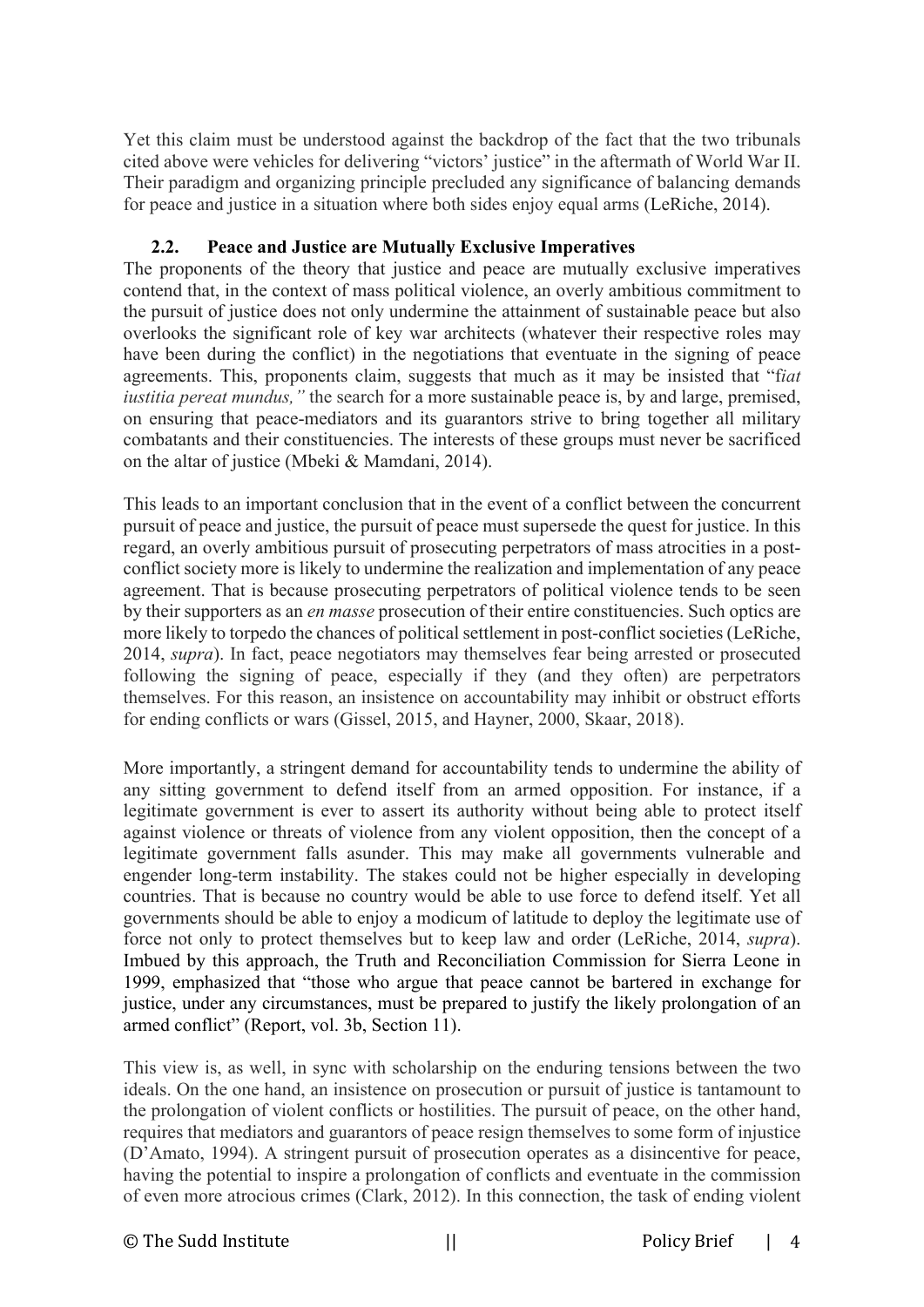Yet this claim must be understood against the backdrop of the fact that the two tribunals cited above were vehicles for delivering "victors' justice" in the aftermath of World War II. Their paradigm and organizing principle precluded any significance of balancing demands for peace and justice in a situation where both sides enjoy equal arms (LeRiche, 2014).

### 2.2. Peace and Justice are Mutually Exclusive Imperatives

The proponents of the theory that justice and peace are mutually exclusive imperatives contend that, in the context of mass political violence, an overly ambitious commitment to the pursuit of justice does not only undermine the attainment of sustainable peace but also overlooks the significant role of key war architects (whatever their respective roles may have been during the conflict) in the negotiations that eventuate in the signing of peace agreements. This, proponents claim, suggests that much as it may be insisted that "f*iat iustitia pereat mundus,"* the search for a more sustainable peace is, by and large, premised, on ensuring that peace-mediators and its guarantors strive to bring together all military combatants and their constituencies. The interests of these groups must never be sacrificed on the altar of justice (Mbeki & Mamdani, 2014).

This leads to an important conclusion that in the event of a conflict between the concurrent pursuit of peace and justice, the pursuit of peace must supersede the quest for justice. In this regard, an overly ambitious pursuit of prosecuting perpetrators of mass atrocities in a post-conflict society more is likely to undermine the realization and implementation of any peace agreement. That is because prosecuting perpetrators of political violence tends to be seen by their supporters as an *en masse* prosecution of their entire constituencies. Such optics are more likely to torpedo the chances of political settlement in post-conflict societies (LeRiche, 2014, *supra*). In fact, peace negotiators may themselves fear being arrested or prosecuted following the signing of peace, especially if they (and they often) are perpetrators themselves. For this reason, an insistence on accountability may inhibit or obstruct efforts for ending conflicts or wars (Gissel, 2015, and Hayner, 2000, Skaar, 2018).

More importantly, a stringent demand for accountability tends to undermine the ability of any sitting government to defend itself from an armed opposition. For instance, if a legitimate government is ever to assert its authority without being able to protect itself against violence or threats of violence from any violent opposition, then the concept of a legitimate government falls asunder. This may make all governments vulnerable and engender long-term instability. The stakes could not be higher especially in developing countries. That is because no country would be able to use force to defend itself. Yet all governments should be able to enjoy a modicum of latitude to deploy the legitimate use of force not only to protect themselves but to keep law and order (LeRiche, 2014, *supra*). Imbued by this approach, the Truth and Reconciliation Commission for Sierra Leone in 1999, emphasized that "those who argue that peace cannot be bartered in exchange for justice, under any circumstances, must be prepared to justify the likely prolongation of an armed conflict" (Report, vol. 3b, Section 11).

This view is, as well, in sync with scholarship on the enduring tensions between the two ideals. On the one hand, an insistence on prosecution or pursuit of justice is tantamount to the prolongation of violent conflicts or hostilities. The pursuit of peace, on the other hand, requires that mediators and guarantors of peace resign themselves to some form of injustice (D'Amato, 1994). A stringent pursuit of prosecution operates as a disincentive for peace, having the potential to inspire a prolongation of conflicts and eventuate in the commission of even more atrocious crimes (Clark, 2012). In this connection, the task of ending violent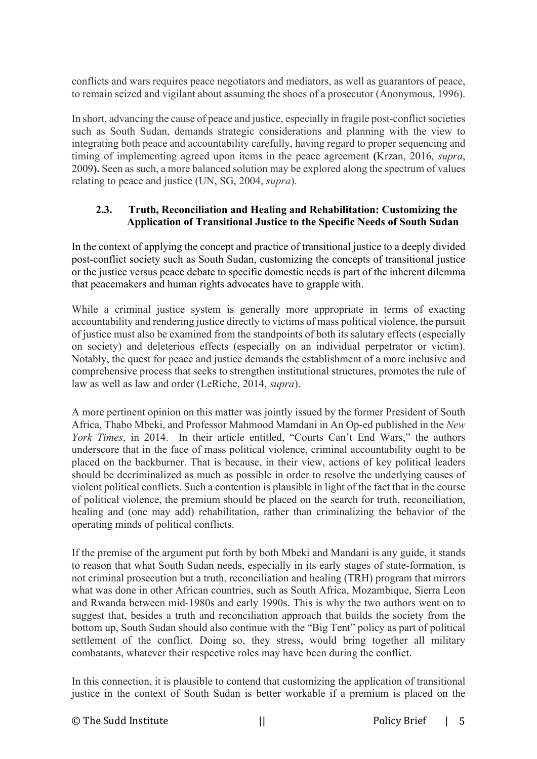conflicts and wars requires peace negotiators and mediators, as well as guarantors of peace, to remain seized and vigilant about assuming the shoes of a prosecutor (Anonymous, 1996).

In short, advancing the cause of peace and justice, especially in fragile post-conflict societies such as South Sudan, demands strategic considerations and planning with the view to integrating both peace and accountability carefully, having regard to proper sequencing and timing of implementing agreed upon items in the peace agreement **(**Krzan, 2016, *supra*, 2009**).** Seen as such, a more balanced solution may be explored along the spectrum of values relating to peace and justice (UN, SG, 2004, *supra*).

### 2.3. Truth, Reconciliation and Healing and Rehabilitation: Customizing the Application of Transitional Justice to the Specific Needs of South Sudan

In the context of applying the concept and practice of transitional justice to a deeply divided post-conflict society such as South Sudan, customizing the concepts of transitional justice or the justice versus peace debate to specific domestic needs is part of the inherent dilemma that peacemakers and human rights advocates have to grapple with.

While a criminal justice system is generally more appropriate in terms of exacting accountability and rendering justice directly to victims of mass political violence, the pursuit of justice must also be examined from the standpoints of both its salutary effects (especially on society) and deleterious effects (especially on an individual perpetrator or victim). Notably, the quest for peace and justice demands the establishment of a more inclusive and comprehensive process that seeks to strengthen institutional structures, promotes the rule of law as well as law and order (LeRiche, 2014, *supra*).

A more pertinent opinion on this matter was jointly issued by the former President of South Africa, Thabo Mbeki, and Professor Mahmood Mamdani in An Op-ed published in the *New York Times*, in 2014. In their article entitled, "Courts Can't End Wars," the authors underscore that in the face of mass political violence, criminal accountability ought to be placed on the backburner. That is because, in their view, actions of key political leaders should be decriminalized as much as possible in order to resolve the underlying causes of violent political conflicts. Such a contention is plausible in light of the fact that in the course of political violence, the premium should be placed on the search for truth, reconciliation, healing and (one may add) rehabilitation, rather than criminalizing the behavior of the operating minds of political conflicts.

If the premise of the argument put forth by both Mbeki and Mandani is any guide, it stands to reason that what South Sudan needs, especially in its early stages of state-formation, is not criminal prosecution but a truth, reconciliation and healing (TRH) program that mirrors what was done in other African countries, such as South Africa, Mozambique, Sierra Leon and Rwanda between mid-1980s and early 1990s. This is why the two authors went on to suggest that, besides a truth and reconciliation approach that builds the society from the bottom up, South Sudan should also continue with the "Big Tent" policy as part of political settlement of the conflict. Doing so, they stress, would bring together all military combatants, whatever their respective roles may have been during the conflict.

In this connection, it is plausible to contend that customizing the application of transitional justice in the context of South Sudan is better workable if a premium is placed on the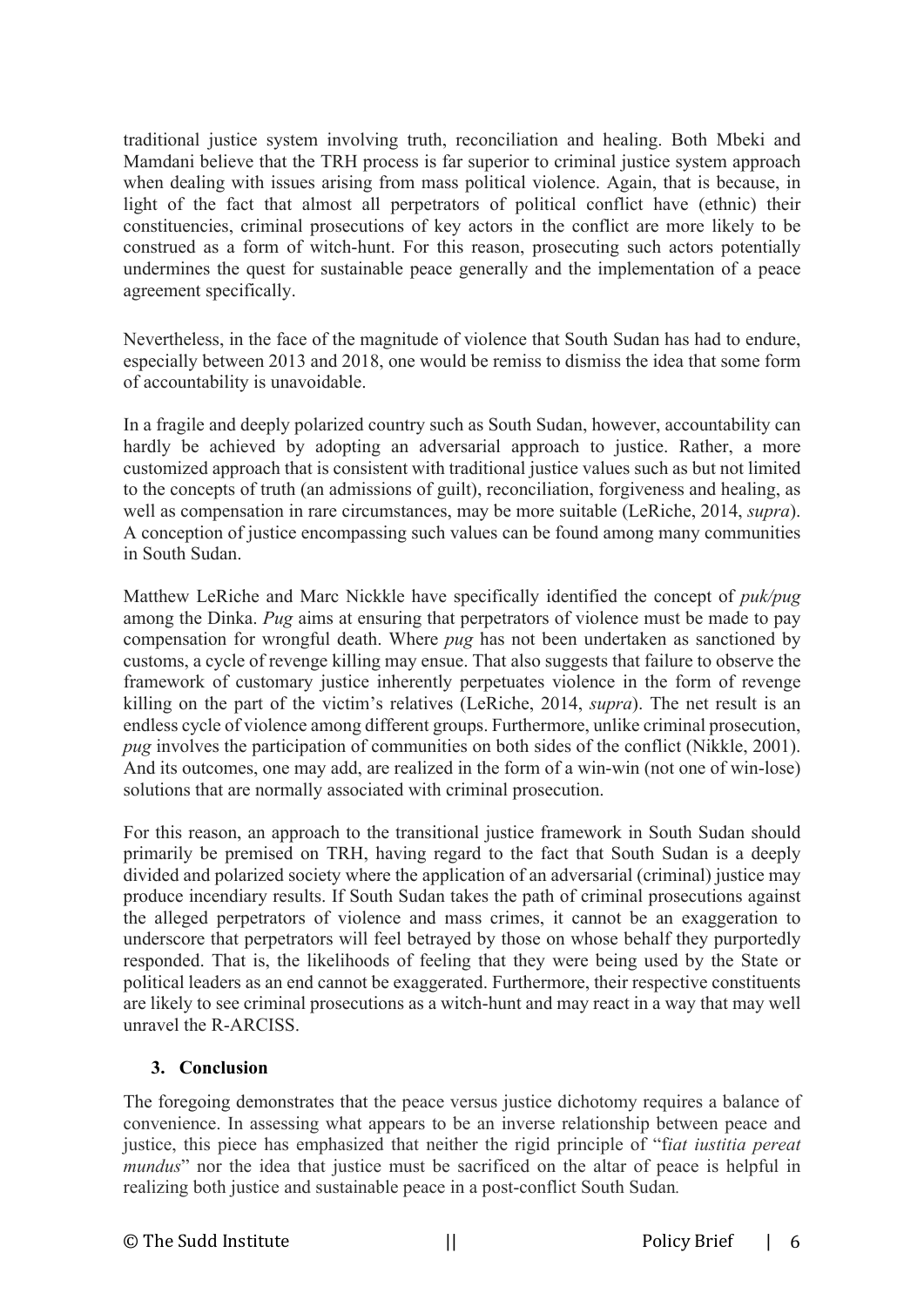traditional justice system involving truth, reconciliation and healing. Both Mbeki and Mamdani believe that the TRH process is far superior to criminal justice system approach when dealing with issues arising from mass political violence. Again, that is because, in light of the fact that almost all perpetrators of political conflict have (ethnic) their constituencies, criminal prosecutions of key actors in the conflict are more likely to be construed as a form of witch-hunt. For this reason, prosecuting such actors potentially undermines the quest for sustainable peace generally and the implementation of a peace agreement specifically.

Nevertheless, in the face of the magnitude of violence that South Sudan has had to endure, especially between 2013 and 2018, one would be remiss to dismiss the idea that some form of accountability is unavoidable.

In a fragile and deeply polarized country such as South Sudan, however, accountability can hardly be achieved by adopting an adversarial approach to justice. Rather, a more customized approach that is consistent with traditional justice values such as but not limited to the concepts of truth (an admissions of guilt), reconciliation, forgiveness and healing, as well as compensation in rare circumstances, may be more suitable (LeRiche, 2014, *supra*). A conception of justice encompassing such values can be found among many communities in South Sudan.

Matthew LeRiche and Marc Nickkle have specifically identified the concept of *puk/pug* among the Dinka. *Pug* aims at ensuring that perpetrators of violence must be made to pay compensation for wrongful death. Where *pug* has not been undertaken as sanctioned by customs, a cycle of revenge killing may ensue. That also suggests that failure to observe the framework of customary justice inherently perpetuates violence in the form of revenge killing on the part of the victim's relatives (LeRiche, 2014, *supra*). The net result is an endless cycle of violence among different groups. Furthermore, unlike criminal prosecution, *pug* involves the participation of communities on both sides of the conflict (Nikkle, 2001). And its outcomes, one may add, are realized in the form of a win-win (not one of win-lose) solutions that are normally associated with criminal prosecution.

For this reason, an approach to the transitional justice framework in South Sudan should primarily be premised on TRH, having regard to the fact that South Sudan is a deeply divided and polarized society where the application of an adversarial (criminal) justice may produce incendiary results. If South Sudan takes the path of criminal prosecutions against the alleged perpetrators of violence and mass crimes, it cannot be an exaggeration to underscore that perpetrators will feel betrayed by those on whose behalf they purportedly responded. That is, the likelihoods of feeling that they were being used by the State or political leaders as an end cannot be exaggerated. Furthermore, their respective constituents are likely to see criminal prosecutions as a witch-hunt and may react in a way that may well unravel the R-ARCISS.

## 3. Conclusion

The foregoing demonstrates that the peace versus justice dichotomy requires a balance of convenience. In assessing what appears to be an inverse relationship between peace and justice, this piece has emphasized that neither the rigid principle of "f*iat iustitia pereat mundus*" nor the idea that justice must be sacrificed on the altar of peace is helpful in realizing both justice and sustainable peace in a post-conflict South Sudan.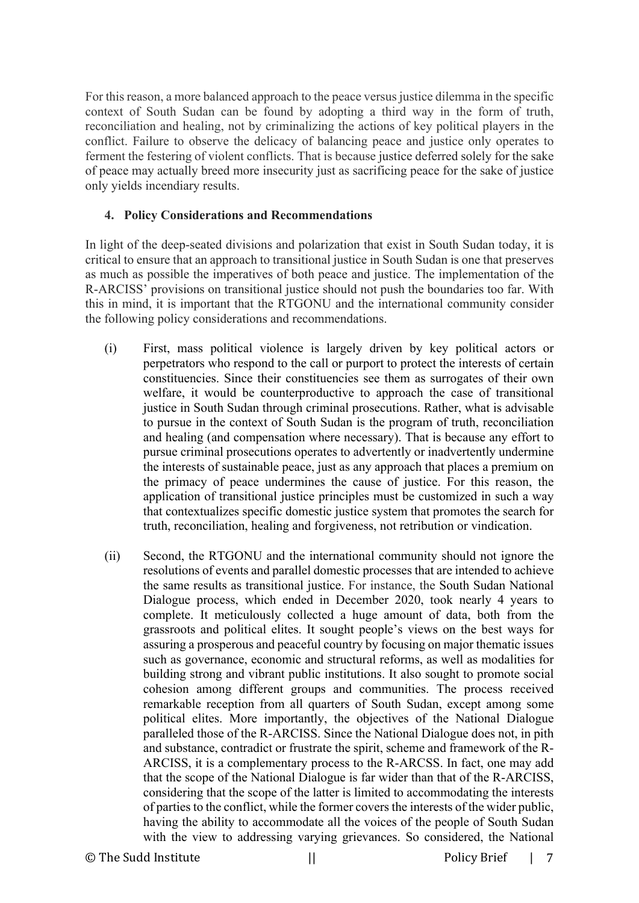For this reason, a more balanced approach to the peace versus justice dilemma in the specific context of South Sudan can be found by adopting a third way in the form of truth, reconciliation and healing, not by criminalizing the actions of key political players in the conflict. Failure to observe the delicacy of balancing peace and justice only operates to ferment the festering of violent conflicts. That is because justice deferred solely for the sake of peace may actually breed more insecurity just as sacrificing peace for the sake of justice only yields incendiary results.

## 4. Policy Considerations and Recommendations

In light of the deep-seated divisions and polarization that exist in South Sudan today, it is critical to ensure that an approach to transitional justice in South Sudan is one that preserves as much as possible the imperatives of both peace and justice. The implementation of the R-ARCISS' provisions on transitional justice should not push the boundaries too far. With this in mind, it is important that the RTGONU and the international community consider the following policy considerations and recommendations.

(i) First, mass political violence is largely driven by key political actors or perpetrators who respond to the call or purport to protect the interests of certain constituencies. Since their constituencies see them as surrogates of their own welfare, it would be counterproductive to approach the case of transitional justice in South Sudan through criminal prosecutions. Rather, what is advisable to pursue in the context of South Sudan is the program of truth, reconciliation and healing (and compensation where necessary). That is because any effort to pursue criminal prosecutions operates to advertently or inadvertently undermine the interests of sustainable peace, just as any approach that places a premium on the primacy of peace undermines the cause of justice. For this reason, the application of transitional justice principles must be customized in such a way that contextualizes specific domestic justice system that promotes the search for truth, reconciliation, healing and forgiveness, not retribution or vindication.

(ii) Second, the RTGONU and the international community should not ignore the resolutions of events and parallel domestic processes that are intended to achieve the same results as transitional justice. For instance, the South Sudan National Dialogue process, which ended in December 2020, took nearly 4 years to complete. It meticulously collected a huge amount of data, both from the grassroots and political elites. It sought people's views on the best ways for assuring a prosperous and peaceful country by focusing on major thematic issues such as governance, economic and structural reforms, as well as modalities for building strong and vibrant public institutions. It also sought to promote social cohesion among different groups and communities. The process received remarkable reception from all quarters of South Sudan, except among some political elites. More importantly, the objectives of the National Dialogue paralleled those of the R-ARCISS. Since the National Dialogue does not, in pith and substance, contradict or frustrate the spirit, scheme and framework of the R-ARCISS, it is a complementary process to the R-ARCSS. In fact, one may add that the scope of the National Dialogue is far wider than that of the R-ARCISS, considering that the scope of the latter is limited to accommodating the interests of parties to the conflict, while the former covers the interests of the wider public, having the ability to accommodate all the voices of the people of South Sudan with the view to addressing varying grievances. So considered, the National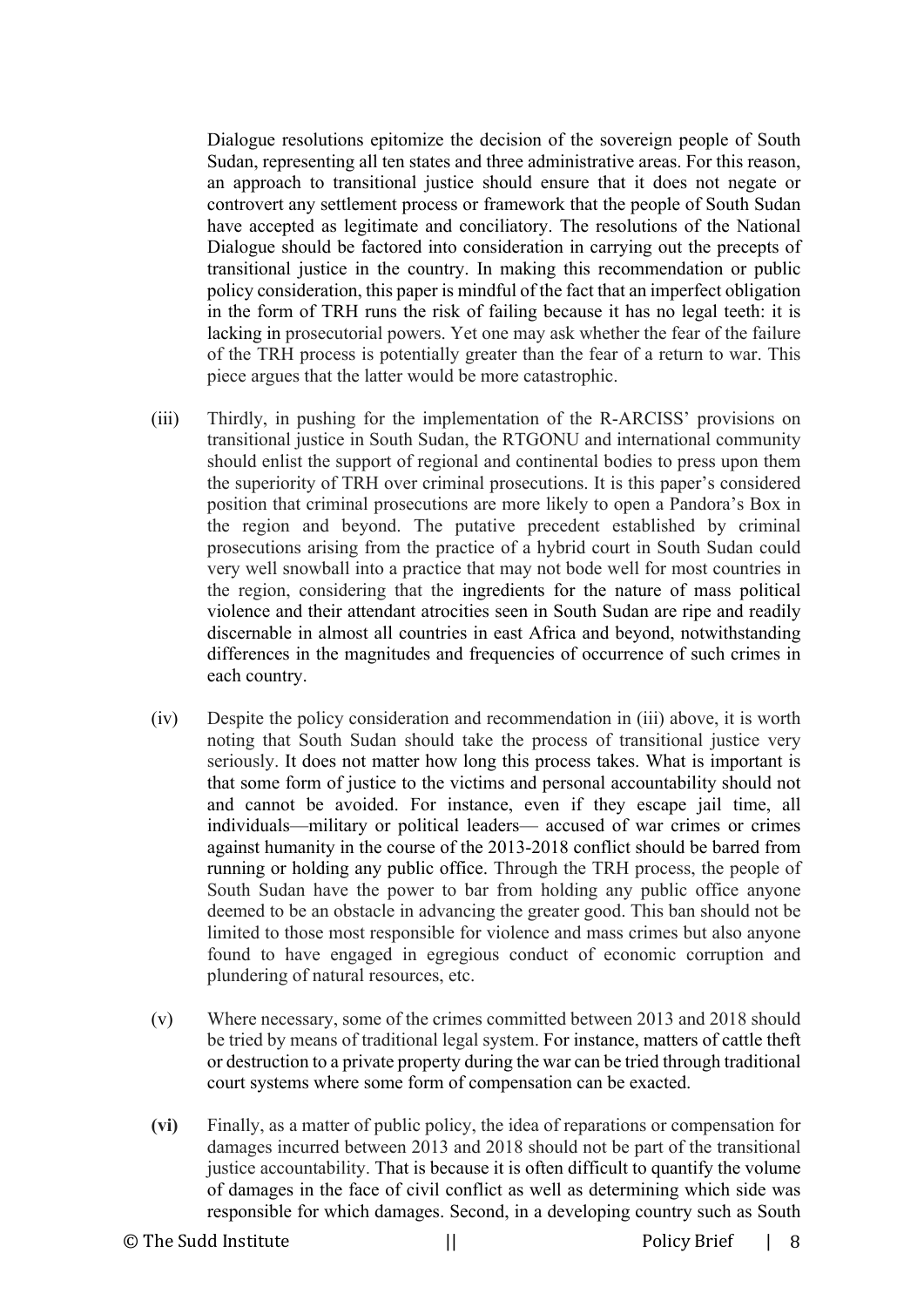Dialogue resolutions epitomize the decision of the sovereign people of South Sudan, representing all ten states and three administrative areas. For this reason, an approach to transitional justice should ensure that it does not negate or controvert any settlement process or framework that the people of South Sudan have accepted as legitimate and conciliatory. The resolutions of the National Dialogue should be factored into consideration in carrying out the precepts of transitional justice in the country. In making this recommendation or public policy consideration, this paper is mindful of the fact that an imperfect obligation in the form of TRH runs the risk of failing because it has no legal teeth: it is lacking in prosecutorial powers. Yet one may ask whether the fear of the failure of the TRH process is potentially greater than the fear of a return to war. This piece argues that the latter would be more catastrophic.

(iii) Thirdly, in pushing for the implementation of the R-ARCISS' provisions on transitional justice in South Sudan, the RTGONU and international community should enlist the support of regional and continental bodies to press upon them the superiority of TRH over criminal prosecutions. It is this paper's considered position that criminal prosecutions are more likely to open a Pandora's Box in the region and beyond. The putative precedent established by criminal prosecutions arising from the practice of a hybrid court in South Sudan could very well snowball into a practice that may not bode well for most countries in the region, considering that the ingredients for the nature of mass political violence and their attendant atrocities seen in South Sudan are ripe and readily discernable in almost all countries in east Africa and beyond, notwithstanding differences in the magnitudes and frequencies of occurrence of such crimes in each country.

(iv) Despite the policy consideration and recommendation in (iii) above, it is worth noting that South Sudan should take the process of transitional justice very seriously. It does not matter how long this process takes. What is important is that some form of justice to the victims and personal accountability should not and cannot be avoided. For instance, even if they escape jail time, all individuals—military or political leaders— accused of war crimes or crimes against humanity in the course of the 2013-2018 conflict should be barred from running or holding any public office. Through the TRH process, the people of South Sudan have the power to bar from holding any public office anyone deemed to be an obstacle in advancing the greater good. This ban should not be limited to those most responsible for violence and mass crimes but also anyone found to have engaged in egregious conduct of economic corruption and plundering of natural resources, etc.

(v) Where necessary, some of the crimes committed between 2013 and 2018 should be tried by means of traditional legal system. For instance, matters of cattle theft or destruction to a private property during the war can be tried through traditional court systems where some form of compensation can be exacted.

**(vi)** Finally, as a matter of public policy, the idea of reparations or compensation for damages incurred between 2013 and 2018 should not be part of the transitional justice accountability. That is because it is often difficult to quantify the volume of damages in the face of civil conflict as well as determining which side was responsible for which damages. Second, in a developing country such as South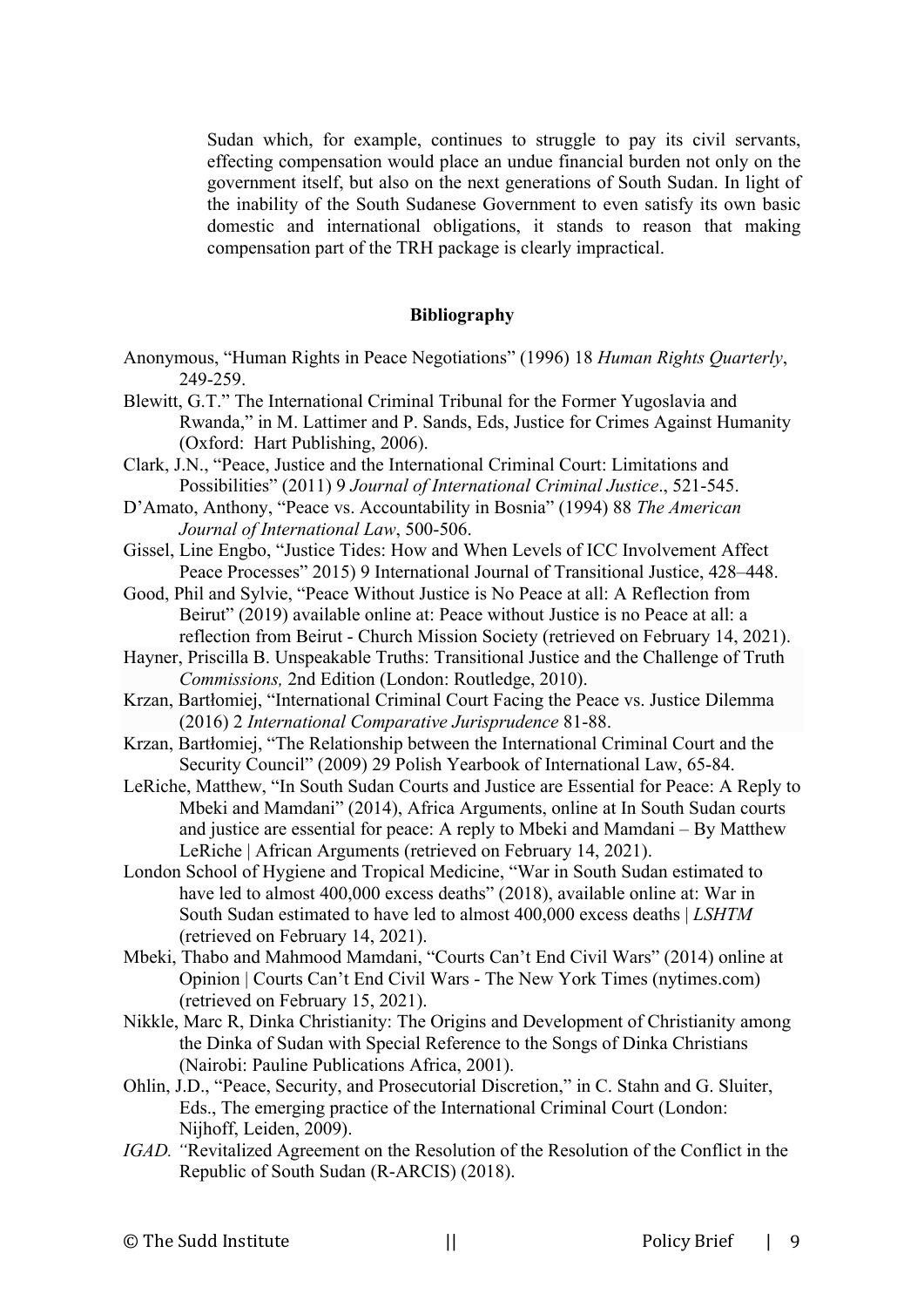Sudan which, for example, continues to struggle to pay its civil servants, effecting compensation would place an undue financial burden not only on the government itself, but also on the next generations of South Sudan. In light of the inability of the South Sudanese Government to even satisfy its own basic domestic and international obligations, it stands to reason that making compensation part of the TRH package is clearly impractical.

**Bibliography**

Anonymous, "Human Rights in Peace Negotiations" (1996) 18 *Human Rights Quarterly*, 249-259.

Blewitt, G.T." The International Criminal Tribunal for the Former Yugoslavia and Rwanda," in M. Lattimer and P. Sands, Eds, Justice for Crimes Against Humanity (Oxford: Hart Publishing, 2006).

Clark, J.N., "Peace, Justice and the International Criminal Court: Limitations and Possibilities" (2011) 9 *Journal of International Criminal Justice*., 521-545.

D'Amato, Anthony, "Peace vs. Accountability in Bosnia" (1994) 88 *The American Journal of International Law*, 500-506.

Gissel, Line Engbo, "Justice Tides: How and When Levels of ICC Involvement Affect Peace Processes" 2015) 9 International Journal of Transitional Justice, 428–448.

Good, Phil and Sylvie, "Peace Without Justice is No Peace at all: A Reflection from Beirut" (2019) available online at: Peace without Justice is no Peace at all: a reflection from Beirut - Church Mission Society (retrieved on February 14, 2021).

Hayner, Priscilla B. Unspeakable Truths: Transitional Justice and the Challenge of Truth *Commissions,* 2nd Edition (London: Routledge, 2010).

Krzan, Bartłomiej, "International Criminal Court Facing the Peace vs. Justice Dilemma (2016) 2 *International Comparative Jurisprudence* 81-88.

Krzan, Bartłomiej, "The Relationship between the International Criminal Court and the Security Council" (2009) 29 Polish Yearbook of International Law, 65-84.

LeRiche, Matthew, "In South Sudan Courts and Justice are Essential for Peace: A Reply to Mbeki and Mamdani" (2014), Africa Arguments, online at In South Sudan courts and justice are essential for peace: A reply to Mbeki and Mamdani – By Matthew LeRiche | African Arguments (retrieved on February 14, 2021).

London School of Hygiene and Tropical Medicine, "War in South Sudan estimated to have led to almost 400,000 excess deaths" (2018), available online at: War in South Sudan estimated to have led to almost 400,000 excess deaths | *LSHTM* (retrieved on February 14, 2021).

Mbeki, Thabo and Mahmood Mamdani, "Courts Can't End Civil Wars" (2014) online at Opinion | Courts Can't End Civil Wars - The New York Times (nytimes.com) (retrieved on February 15, 2021).

Nikkle, Marc R, Dinka Christianity: The Origins and Development of Christianity among the Dinka of Sudan with Special Reference to the Songs of Dinka Christians (Nairobi: Pauline Publications Africa, 2001).

Ohlin, J.D., "Peace, Security, and Prosecutorial Discretion," in C. Stahn and G. Sluiter, Eds., The emerging practice of the International Criminal Court (London: Nijhoff, Leiden, 2009).

*IGAD. "*Revitalized Agreement on the Resolution of the Resolution of the Conflict in the Republic of South Sudan (R-ARCIS) (2018).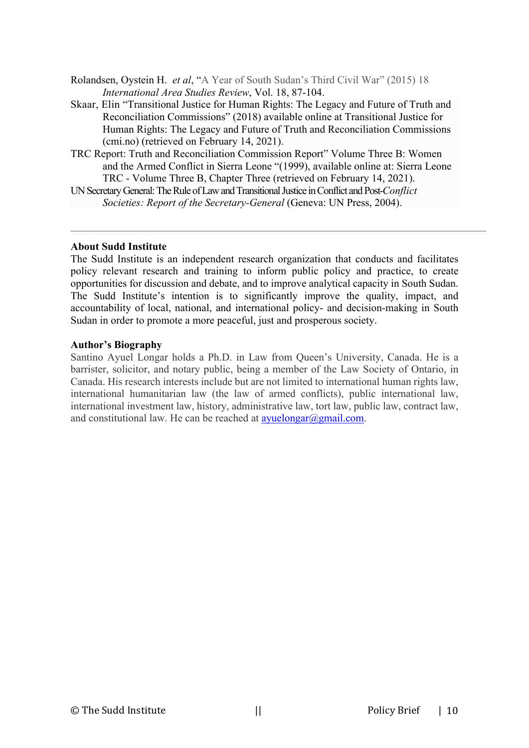Rolandsen, Oystein H. *et al*, "A Year of South Sudan's Third Civil War" (2015) 18 *International Area Studies Review*, Vol. 18, 87-104.

Skaar, Elin "Transitional Justice for Human Rights: The Legacy and Future of Truth and Reconciliation Commissions" (2018) available online at Transitional Justice for Human Rights: The Legacy and Future of Truth and Reconciliation Commissions (cmi.no) (retrieved on February 14, 2021).

TRC Report: Truth and Reconciliation Commission Report" Volume Three B: Women and the Armed Conflict in Sierra Leone "(1999), available online at: Sierra Leone TRC - Volume Three B, Chapter Three (retrieved on February 14, 2021).

UN Secretary General: The Rule of Law and Transitional Justice in Conflict and Post-*Conflict Societies: Report of the Secretary-General* (Geneva: UN Press, 2004).

---

**About Sudd Institute**

The Sudd Institute is an independent research organization that conducts and facilitates policy relevant research and training to inform public policy and practice, to create opportunities for discussion and debate, and to improve analytical capacity in South Sudan. The Sudd Institute's intention is to significantly improve the quality, impact, and accountability of local, national, and international policy- and decision-making in South Sudan in order to promote a more peaceful, just and prosperous society.

**Author's Biography**

Santino Ayuel Longar holds a Ph.D. in Law from Queen's University, Canada. He is a barrister, solicitor, and notary public, being a member of the Law Society of Ontario, in Canada. His research interests include but are not limited to international human rights law, international humanitarian law (the law of armed conflicts), public international law, international investment law, history, administrative law, tort law, public law, contract law, and constitutional law. He can be reached at ayuelongar@gmail.com.